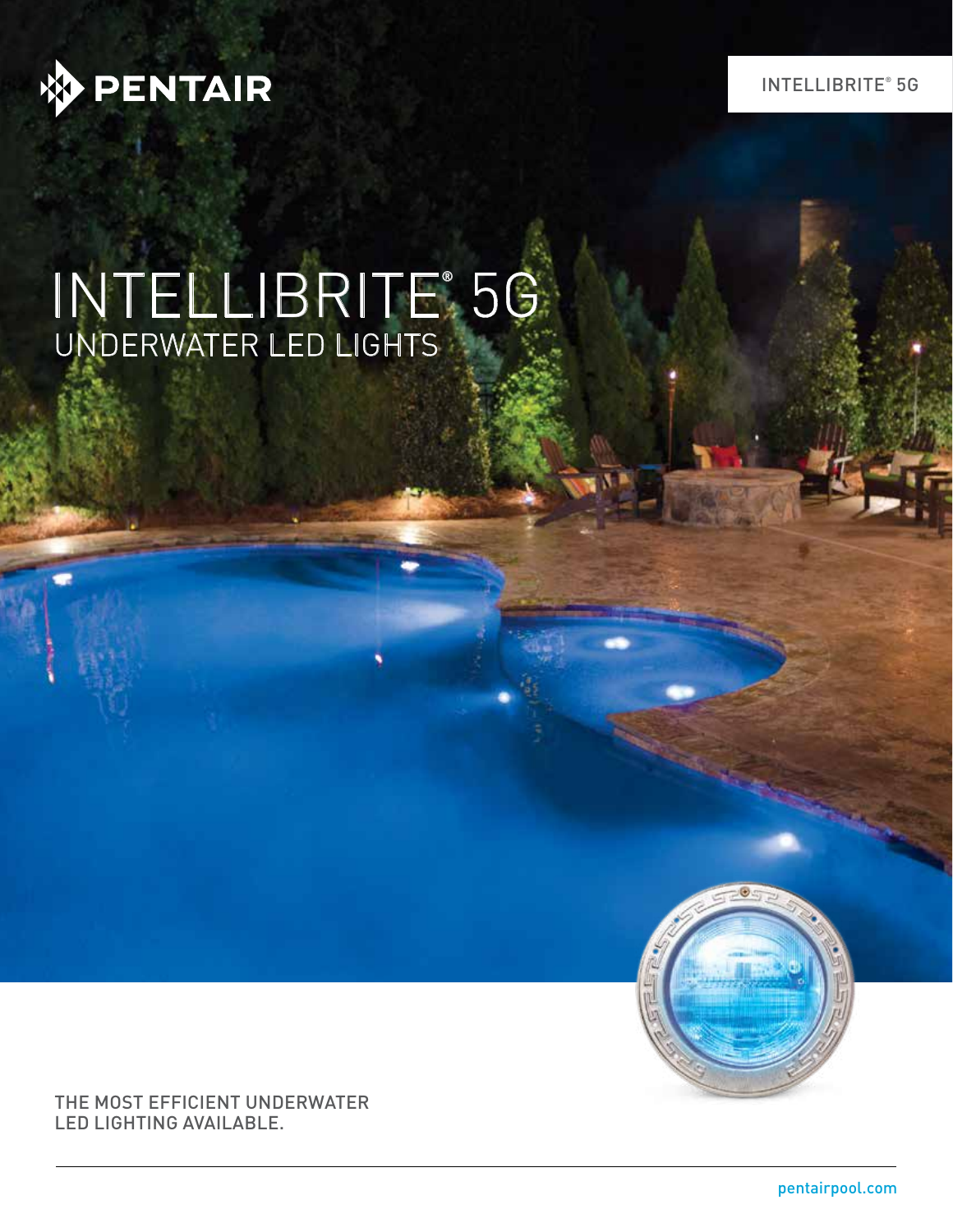PENTAIR

INTELLIBRITE® 5G

# INTELLIBRITE® 5G
## UNDERWATER LED LIGHTS

THE MOST EFFICIENT UNDERWATER LED LIGHTING AVAILABLE.

pentairpool.com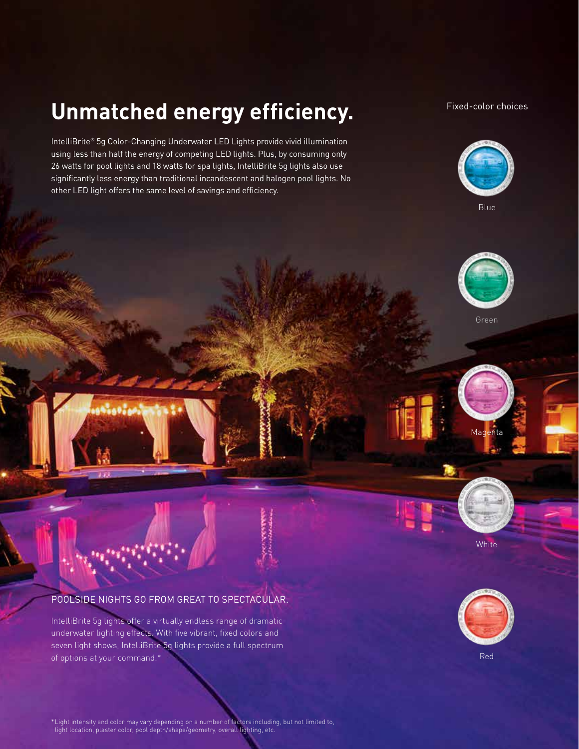# Unmatched energy efficiency.

IntelliBrite® 5g Color-Changing Underwater LED Lights provide vivid illumination using less than half the energy of competing LED lights. Plus, by consuming only 26 watts for pool lights and 18 watts for spa lights, IntelliBrite 5g lights also use significantly less energy than traditional incandescent and halogen pool lights. No other LED light offers the same level of savings and efficiency.

Fixed-color choices

Blue

Green

Magenta

White

Red

## POOLSIDE NIGHTS GO FROM GREAT TO SPECTACULAR.

IntelliBrite 5g lights offer a virtually endless range of dramatic underwater lighting effects. With five vibrant, fixed colors and seven light shows, IntelliBrite 5g lights provide a full spectrum of options at your command.*

*Light intensity and color may vary depending on a number of factors including, but not limited to, light location, plaster color, pool depth/shape/geometry, overall lighting, etc.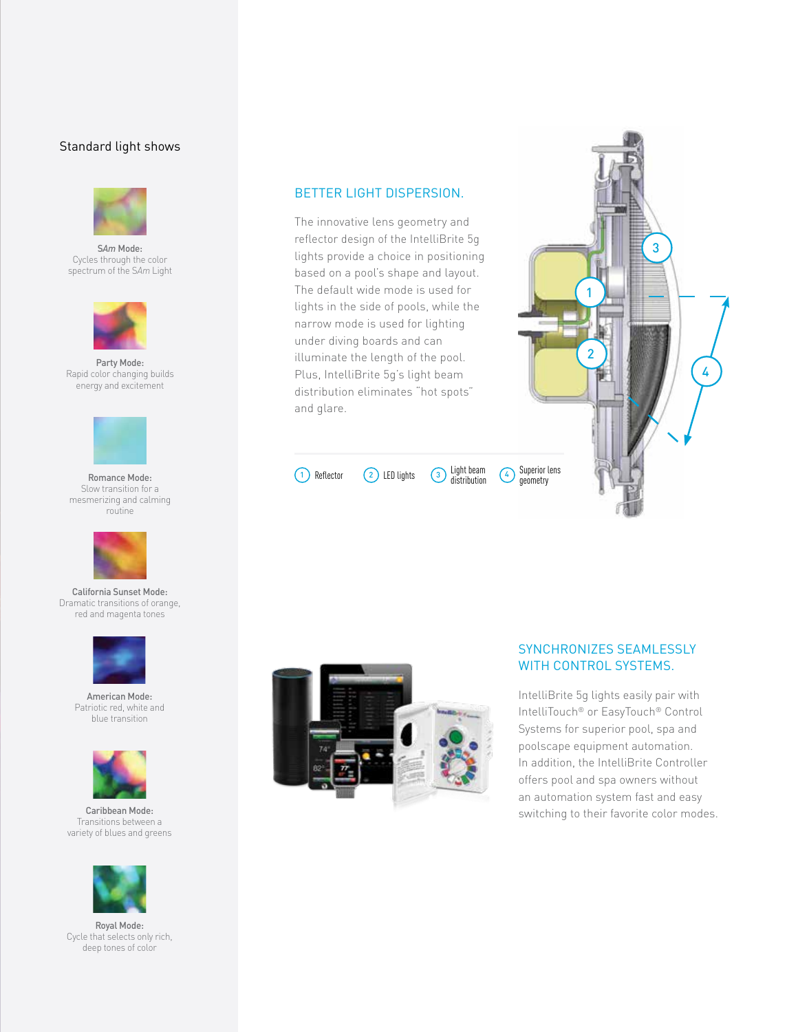## Standard light shows

**S*Am* Mode:**
Cycles through the color spectrum of the S*Am* Light

**Party Mode:**
Rapid color changing builds energy and excitement

**Romance Mode:**
Slow transition for a mesmerizing and calming routine

**California Sunset Mode:**
Dramatic transitions of orange, red and magenta tones

**American Mode:**
Patriotic red, white and blue transition

**Caribbean Mode:**
Transitions between a variety of blues and greens

**Royal Mode:**
Cycle that selects only rich, deep tones of color

## BETTER LIGHT DISPERSION.

The innovative lens geometry and reflector design of the IntelliBrite 5g lights provide a choice in positioning based on a pool's shape and layout. The default wide mode is used for lights in the side of pools, while the narrow mode is used for lighting under diving boards and can illuminate the length of the pool. Plus, IntelliBrite 5g's light beam distribution eliminates "hot spots" and glare.

1. Reflector
2. LED lights
3. Light beam distribution
4. Superior lens geometry

## SYNCHRONIZES SEAMLESSLY WITH CONTROL SYSTEMS.

IntelliBrite 5g lights easily pair with IntelliTouch® or EasyTouch® Control Systems for superior pool, spa and poolscape equipment automation. In addition, the IntelliBrite Controller offers pool and spa owners without an automation system fast and easy switching to their favorite color modes.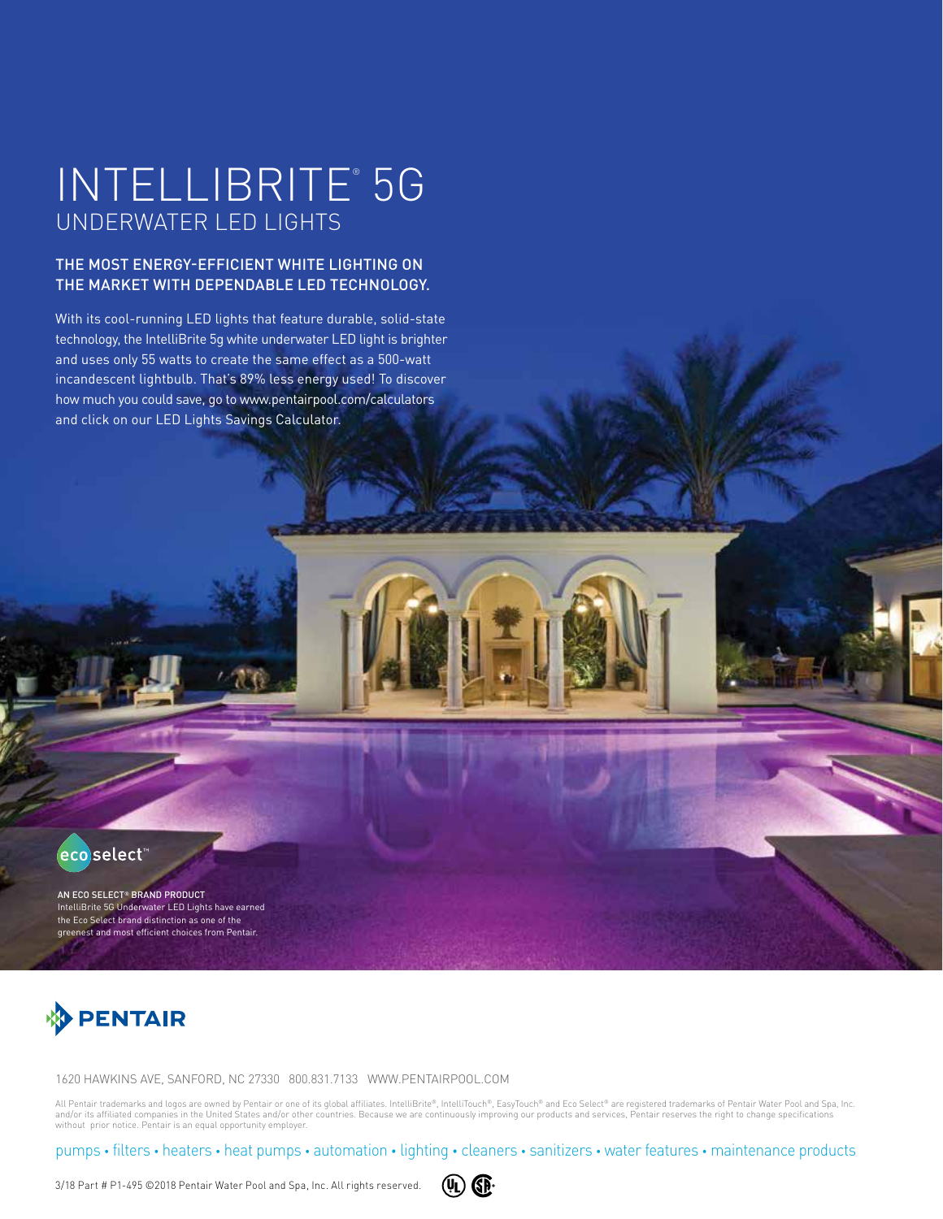# INTELLIBRITE® 5G

## UNDERWATER LED LIGHTS

### THE MOST ENERGY-EFFICIENT WHITE LIGHTING ON THE MARKET WITH DEPENDABLE LED TECHNOLOGY.

With its cool-running LED lights that feature durable, solid-state technology, the IntelliBrite 5g white underwater LED light is brighter and uses only 55 watts to create the same effect as a 500-watt incandescent lightbulb. That's 89% less energy used! To discover how much you could save, go to www.pentairpool.com/calculators and click on our LED Lights Savings Calculator.

eco select™

**AN ECO SELECT® BRAND PRODUCT**
IntelliBrite 5G Underwater LED Lights have earned the Eco Select brand distinction as one of the greenest and most efficient choices from Pentair.

PENTAIR

1620 HAWKINS AVE, SANFORD, NC 27330   800.831.7133   WWW.PENTAIRPOOL.COM

All Pentair trademarks and logos are owned by Pentair or one of its global affiliates. IntelliBrite®, IntelliTouch®, EasyTouch® and Eco Select® are registered trademarks of Pentair Water Pool and Spa, Inc. and/or its affiliated companies in the United States and/or other countries. Because we are continuously improving our products and services, Pentair reserves the right to change specifications without prior notice. Pentair is an equal opportunity employer.

pumps • filters • heaters • heat pumps • automation • lighting • cleaners • sanitizers • water features • maintenance products

3/18 Part # P1-495 ©2018 Pentair Water Pool and Spa, Inc. All rights reserved.